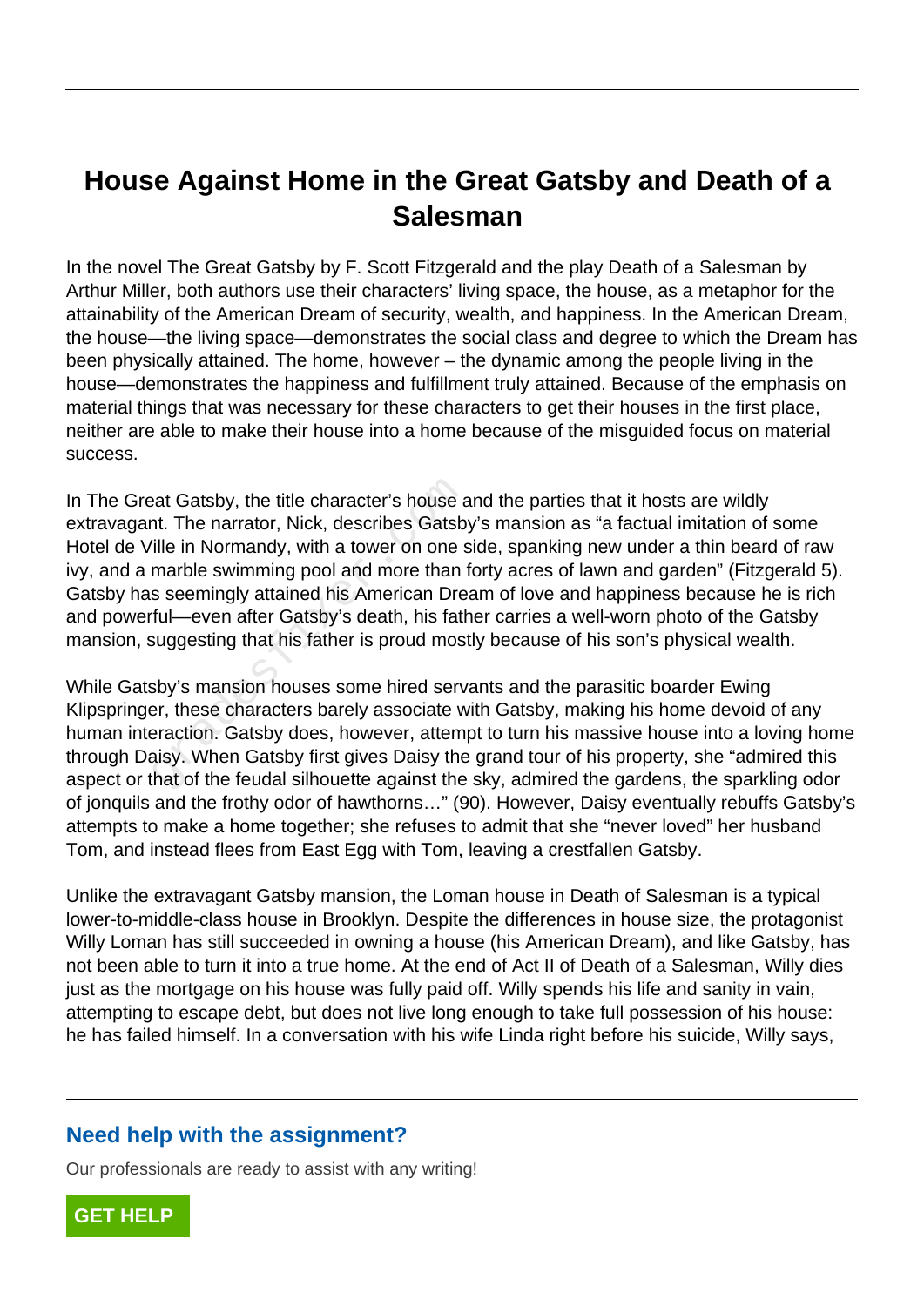# House Against Home in the Great Gatsby and Death of a Salesman

In the novel The Great Gatsby by F. Scott Fitzgerald and the play Death of a Salesman by Arthur Miller, both authors use their characters' living space, the house, as a metaphor for the attainability of the American Dream of security, wealth, and happiness. In the American Dream, the house—the living space—demonstrates the social class and degree to which the Dream has been physically attained. The home, however – the dynamic among the people living in the house—demonstrates the happiness and fulfillment truly attained. Because of the emphasis on material things that was necessary for these characters to get their houses in the first place, neither are able to make their house into a home because of the misguided focus on material success.

In The Great Gatsby, the title character's house and the parties that it hosts are wildly extravagant. The narrator, Nick, describes Gatsby's mansion as "a factual imitation of some Hotel de Ville in Normandy, with a tower on one side, spanking new under a thin beard of raw ivy, and a marble swimming pool and more than forty acres of lawn and garden" (Fitzgerald 5). Gatsby has seemingly attained his American Dream of love and happiness because he is rich and powerful—even after Gatsby's death, his father carries a well-worn photo of the Gatsby mansion, suggesting that his father is proud mostly because of his son's physical wealth.

While Gatsby's mansion houses some hired servants and the parasitic boarder Ewing Klipspringer, these characters barely associate with Gatsby, making his home devoid of any human interaction. Gatsby does, however, attempt to turn his massive house into a loving home through Daisy. When Gatsby first gives Daisy the grand tour of his property, she "admired this aspect or that of the feudal silhouette against the sky, admired the gardens, the sparkling odor of jonquils and the frothy odor of hawthorns…" (90). However, Daisy eventually rebuffs Gatsby's attempts to make a home together; she refuses to admit that she "never loved" her husband Tom, and instead flees from East Egg with Tom, leaving a crestfallen Gatsby.

Unlike the extravagant Gatsby mansion, the Loman house in Death of Salesman is a typical lower-to-middle-class house in Brooklyn. Despite the differences in house size, the protagonist Willy Loman has still succeeded in owning a house (his American Dream), and like Gatsby, has not been able to turn it into a true home. At the end of Act II of Death of a Salesman, Willy dies just as the mortgage on his house was fully paid off. Willy spends his life and sanity in vain, attempting to escape debt, but does not live long enough to take full possession of his house: he has failed himself. In a conversation with his wife Linda right before his suicide, Willy says,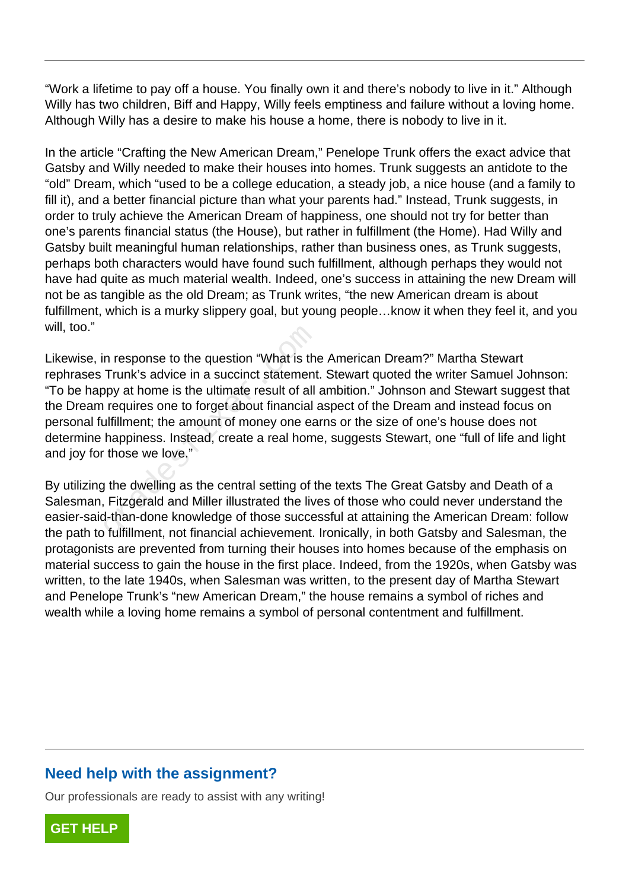"Work a lifetime to pay off a house. You finally own it and there's nobody to live in it." Although Willy has two children, Biff and Happy, Willy feels emptiness and failure without a loving home. Although Willy has a desire to make his house a home, there is nobody to live in it.

In the article "Crafting the New American Dream," Penelope Trunk offers the exact advice that Gatsby and Willy needed to make their houses into homes. Trunk suggests an antidote to the "old" Dream, which "used to be a college education, a steady job, a nice house (and a family to fill it), and a better financial picture than what your parents had." Instead, Trunk suggests, in order to truly achieve the American Dream of happiness, one should not try for better than one's parents financial status (the House), but rather in fulfillment (the Home). Had Willy and Gatsby built meaningful human relationships, rather than business ones, as Trunk suggests, perhaps both characters would have found such fulfillment, although perhaps they would not have had quite as much material wealth. Indeed, one's success in attaining the new Dream will not be as tangible as the old Dream; as Trunk writes, "the new American dream is about fulfillment, which is a murky slippery goal, but young people…know it when they feel it, and you will, too."

Likewise, in response to the question "What is the American Dream?" Martha Stewart rephrases Trunk's advice in a succinct statement. Stewart quoted the writer Samuel Johnson: "To be happy at home is the ultimate result of all ambition." Johnson and Stewart suggest that the Dream requires one to forget about financial aspect of the Dream and instead focus on personal fulfillment; the amount of money one earns or the size of one's house does not determine happiness. Instead, create a real home, suggests Stewart, one "full of life and light and joy for those we love."

By utilizing the dwelling as the central setting of the texts The Great Gatsby and Death of a Salesman, Fitzgerald and Miller illustrated the lives of those who could never understand the easier-said-than-done knowledge of those successful at attaining the American Dream: follow the path to fulfillment, not financial achievement. Ironically, in both Gatsby and Salesman, the protagonists are prevented from turning their houses into homes because of the emphasis on material success to gain the house in the first place. Indeed, from the 1920s, when Gatsby was written, to the late 1940s, when Salesman was written, to the present day of Martha Stewart and Penelope Trunk's "new American Dream," the house remains a symbol of riches and wealth while a loving home remains a symbol of personal contentment and fulfillment.

## Need help with the assignment?

Our professionals are ready to assist with any writing!

GET HELP